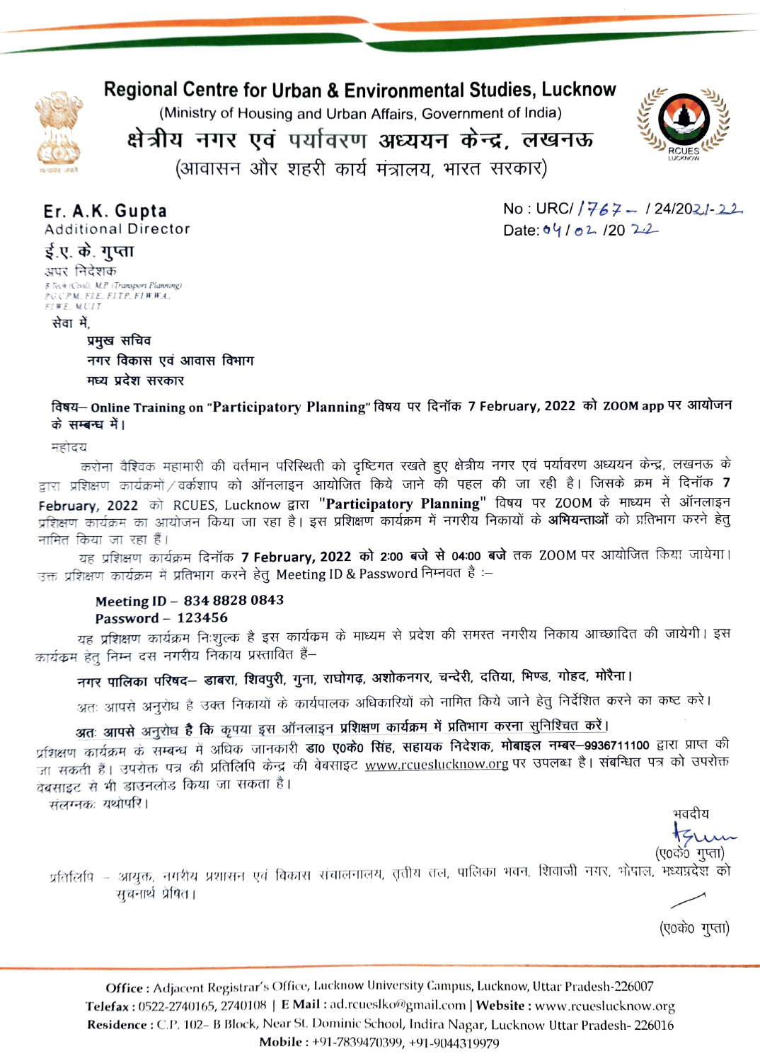# Regional Centre for Urban & Environmental Studies, Lucknow

(Ministry of Housing and Urban Affairs, Government of India)

# क्षेत्रीय नगर एवं पर्यावरण अध्ययन केन्द्र, लखनऊ

(आवासन और शहरी कार्य मंत्रालय, भारत सरकार)

**Er. A.K. Gupta**
Additional Director
**ई.ए. के. गुप्ता**
अपर निदेशक
B.Tech (Civil), M.P (Transport Planning)
PGCPM, FIE, FITP, FIWWA,
FIWE, MUIT

No : URC/ 1767 / 24/2021-22
Date: 04 / 02 /20 22

सेवा में,

**प्रमुख सचिव**
**नगर विकास एवं आवास विभाग**
**मध्य प्रदेश सरकार**

**विषय– Online Training on "Participatory Planning" विषय पर दिनॉक 7 February, 2022 को ZOOM app पर आयोजन के सम्बन्ध में।**

महोदय

करोना वैश्विक महामारी की वर्तमान परिस्थिती को दृष्टिगत रखते हुए क्षेत्रीय नगर एवं पर्यावरण अध्ययन केन्द्र, लखनऊ के द्वारा प्रशिक्षण कार्यक्रमों/वर्कशाप को ऑनलाइन आयोजित किये जाने की पहल की जा रही है। जिसके क्रम में दिनॉक **7 February, 2022** को RCUES, Lucknow द्वारा **"Participatory Planning"** विषय पर ZOOM के माध्यम से ऑनलाइन प्रशिक्षण कार्यक्रम का आयोजन किया जा रहा है। इस प्रशिक्षण कार्यक्रम में नगरीय निकायों के **अभियन्ताओं** को प्रतिभाग करने हेतु नामित किया जा रहा हैं।

यह प्रशिक्षण कार्यक्रम दिनॉक **7 February, 2022 को 2:00 बजे से 04:00 बजे** तक ZOOM पर आयोजित किया जायेगा। उक्त प्रशिक्षण कार्यक्रम में प्रतिभाग करने हेतु Meeting ID & Password निम्नवत है :–

**Meeting ID – 834 8828 0843**
**Password – 123456**

यह प्रशिक्षण कार्यक्रम निःशुल्क है इस कार्यक्रम के माध्यम से प्रदेश की समस्त नगरीय निकाय आच्छादित की जायेगी। इस कार्यक्रम हेतु निम्न दस नगरीय निकाय प्रस्तावित हैं–

**नगर पालिका परिषद– डाबरा, शिवपुरी, गुना, राघोगढ़, अशोकनगर, चन्देरी, दतिया, भिण्ड, गोहद, मोरैना।**

अतः आपसे अनुरोध है उक्त निकायों के कार्यपालक अधिकारियों को नामित किये जाने हेतु निर्देशित करने का कष्ट करे।

**अतः आपसे अनुरोध है कि कृपया इस ऑनलाइन प्रशिक्षण कार्यक्रम में प्रतिभाग करना सुनिश्चित करें।**

प्रशिक्षण कार्यक्रम के सम्बन्ध में अधिक जानकारी **डा० ए०के० सिंह, सहायक निदेशक, मोबाइल नम्बर–9936711100** द्वारा प्राप्त की जा सकती है। उपरोक्त पत्र की प्रतिलिपि केन्द्र की बेवसाइट www.rcueslucknow.org पर उपलब्ध है। संबंधित पत्र को उपरोक्त वेबसाइट से भी डाउनलोड किया जा सकता है।

संलग्नकः यथोपरि।

भवदीय

(ए०के० गुप्ता)

प्रतिलिपि – आयुक्त, नगरीय प्रशासन एवं विकास संचालनालय, तृतीय तल, पालिका भवन, शिवाजी नगर, भोपाल, मध्यप्रदेश को सुचनार्थ प्रेषित।

(ए०के० गुप्ता)

**Office :** Adjacent Registrar's Office, Lucknow University Campus, Lucknow, Uttar Pradesh-226007
**Telefax :** 0522-2740165, 2740108 | **E Mail :** ad.rcueslko@gmail.com | **Website :** www.rcueslucknow.org
**Residence :** C.P. 102- B Block, Near St. Dominic School, Indira Nagar, Lucknow Uttar Pradesh- 226016
**Mobile :** +91-7839470399, +91-9044319979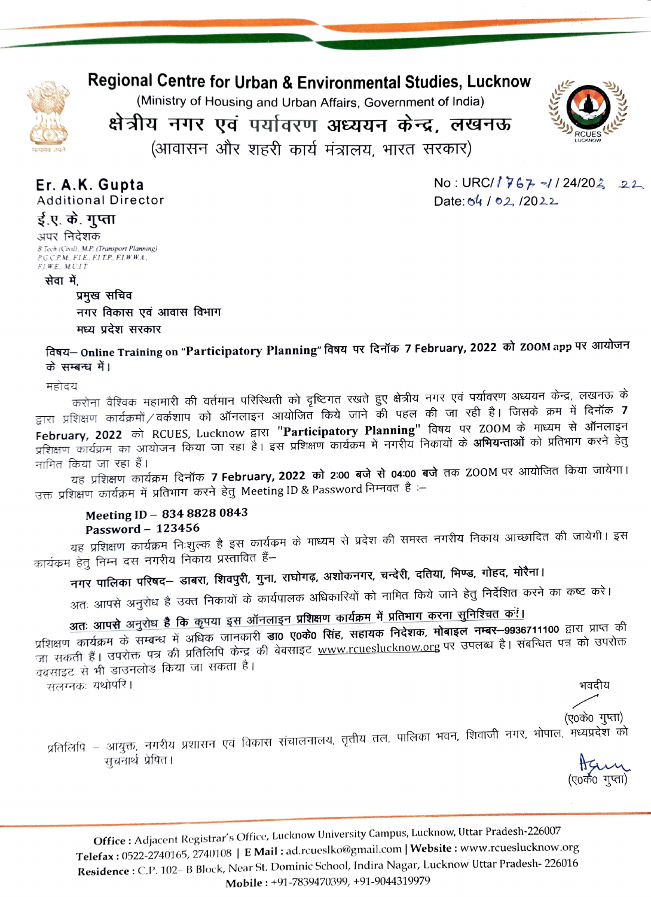# Regional Centre for Urban & Environmental Studies, Lucknow

(Ministry of Housing and Urban Affairs, Government of India)

## क्षेत्रीय नगर एवं पर्यावरण अध्ययन केन्द्र, लखनऊ

(आवासन और शहरी कार्य मंत्रालय, भारत सरकार)

**Er. A.K. Gupta**
Additional Director

**ई.ए. के. गुप्ता**
अपर निदेशक

*B.Tech (Civil), M.P. (Transport Planning)*
*PG.C.P.M., F.I.E., F.I.T.P., F.I.W.W.A.,*
*F.I.W.E., M.U.I.T.*

No : URC/1767-/ / 24/2022
Date: 04 / 02 /2022

**सेवा में,**

**प्रमुख सचिव**
**नगर विकास एवं आवास विभाग**
**मध्य प्रदेश सरकार**

**विषय– Online Training on "Participatory Planning" विषय पर दिनॉक 7 February, 2022 को ZOOM app पर आयोजन के सम्बन्ध में।**

महोदय

करोना वैश्विक महामारी की वर्तमान परिस्थिती को दृष्टिगत रखते हुए क्षेत्रीय नगर एवं पर्यावरण अध्ययन केन्द्र, लखनऊ के द्वारा प्रशिक्षण कार्यक्रमों/वर्कशाप को ऑनलाइन आयोजित किये जाने की पहल की जा रही है। जिसके क्रम में दिनॉक **7 February, 2022** को RCUES, Lucknow द्वारा **"Participatory Planning"** विषय पर ZOOM के माध्यम से ऑनलाइन प्रशिक्षण कार्यक्रम का आयोजन किया जा रहा है। इस प्रशिक्षण कार्यक्रम में नगरीय निकायों के **अभियन्ताओं** को प्रतिभाग करने हेतु नामित किया जा रहा हैं।

यह प्रशिक्षण कार्यक्रम दिनॉक **7 February, 2022 को 2:00 बजे से 04:00 बजे** तक ZOOM पर आयोजित किया जायेगा। उक्त प्रशिक्षण कार्यक्रम में प्रतिभाग करने हेतु Meeting ID & Password निम्नवत है :–

**Meeting ID – 834 8828 0843**
**Password – 123456**

यह प्रशिक्षण कार्यक्रम निःशुल्क है इस कार्यक्रम के माध्यम से प्रदेश की समस्त नगरीय निकाय आच्छादित की जायेगी। इस कार्यक्रम हेतु निम्न दस नगरीय निकाय प्रस्तावित हैं–

**नगर पालिका परिषद– डाबरा, शिवपुरी, गुना, राघोगढ़, अशोकनगर, चन्देरी, दतिया, भिण्ड, गोहद, मौरेना।**

अतः आपसे अनुरोध है उक्त निकायों के कार्यपालक अधिकारियों को नामित किये जाने हेतु निर्देशित करने का कष्ट करे।

**<u>अतः आपसे अनुरोध है कि कृपया इस ऑनलाइन प्रशिक्षण कार्यक्रम में प्रतिभाग करना सुनिश्चित करें।</u>** प्रशिक्षण कार्यक्रम के सम्बन्ध में अधिक जानकारी **डा0 ए0के0 सिंह, सहायक निदेशक, मोबाइल नम्बर–9936711100** द्वारा प्राप्त की जा सकती हैं। उपरोक्त पत्र की प्रतिलिपि केन्द्र की वेबसाइट www.rcueslucknow.org पर उपलब्ध है। संबंधित पत्र को उपरोक्त वेबसाइट से भी डाउनलोड किया जा सकता है।

संलग्नक: यथोपरि।

भवदीय

(ए0के0 गुप्ता)

प्रतिलिपि – आयुक्त, नगरीय प्रशासन एवं विकास संचालनालय, तृतीय तल, पालिका भवन, शिवाजी नगर, भोपाल, मध्यप्रदेश को सूचनार्थ प्रेषित।

(ए0के0 गुप्ता)

**Office :** Adjacent Registrar's Office, Lucknow University Campus, Lucknow, Uttar Pradesh-226007
**Telefax :** 0522-2740165, 2740108 | **E Mail :** ad.rcueslko@gmail.com | **Website :** www.rcueslucknow.org
**Residence :** C.P. 102- B Block, Near St. Dominic School, Indira Nagar, Lucknow Uttar Pradesh- 226016
**Mobile :** +91-7839470399, +91-9044319979